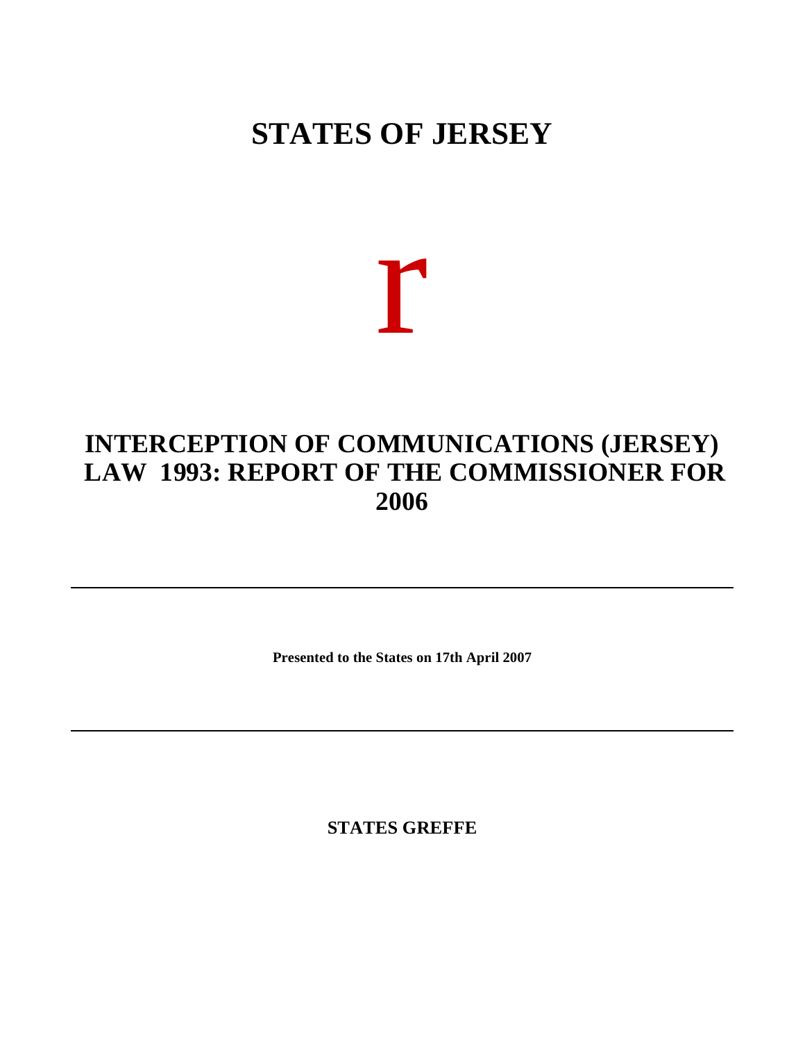# STATES OF JERSEY

r

## INTERCEPTION OF COMMUNICATIONS (JERSEY) LAW 1993: REPORT OF THE COMMISSIONER FOR 2006

---

**Presented to the States on 17th April 2007**

---

**STATES GREFFE**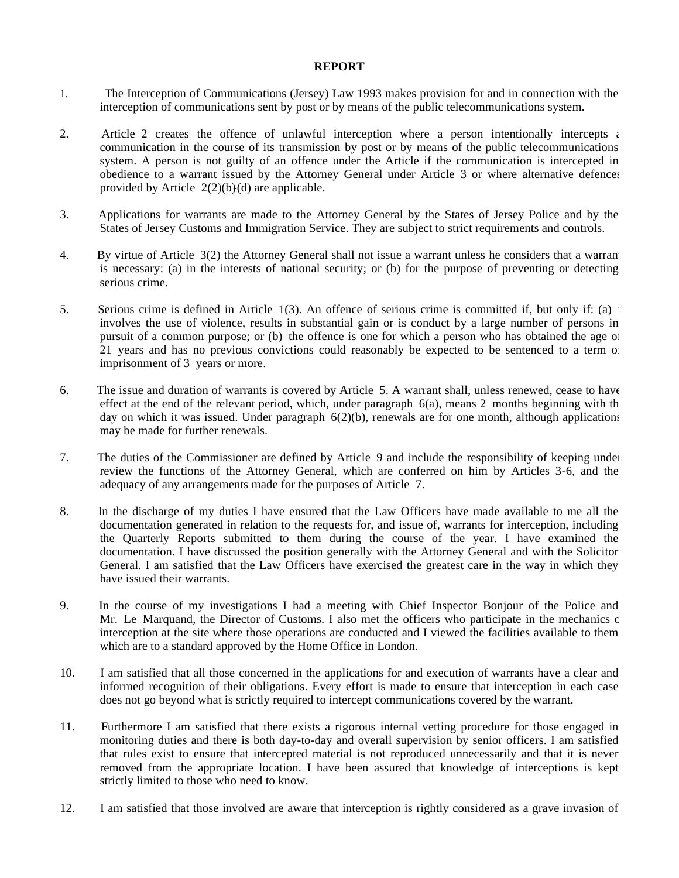**REPORT**

1. The Interception of Communications (Jersey) Law 1993 makes provision for and in connection with the interception of communications sent by post or by means of the public telecommunications system.

2. Article 2 creates the offence of unlawful interception where a person intentionally intercepts a communication in the course of its transmission by post or by means of the public telecommunications system. A person is not guilty of an offence under the Article if the communication is intercepted in obedience to a warrant issued by the Attorney General under Article 3 or where alternative defences provided by Article 2(2)(b)-(d) are applicable.

3. Applications for warrants are made to the Attorney General by the States of Jersey Police and by the States of Jersey Customs and Immigration Service. They are subject to strict requirements and controls.

4. By virtue of Article 3(2) the Attorney General shall not issue a warrant unless he considers that a warrant is necessary: (a) in the interests of national security; or (b) for the purpose of preventing or detecting serious crime.

5. Serious crime is defined in Article 1(3). An offence of serious crime is committed if, but only if: (a) it involves the use of violence, results in substantial gain or is conduct by a large number of persons in pursuit of a common purpose; or (b) the offence is one for which a person who has obtained the age of 21 years and has no previous convictions could reasonably be expected to be sentenced to a term of imprisonment of 3 years or more.

6. The issue and duration of warrants is covered by Article 5. A warrant shall, unless renewed, cease to have effect at the end of the relevant period, which, under paragraph 6(a), means 2 months beginning with the day on which it was issued. Under paragraph 6(2)(b), renewals are for one month, although applications may be made for further renewals.

7. The duties of the Commissioner are defined by Article 9 and include the responsibility of keeping under review the functions of the Attorney General, which are conferred on him by Articles 3-6, and the adequacy of any arrangements made for the purposes of Article 7.

8. In the discharge of my duties I have ensured that the Law Officers have made available to me all the documentation generated in relation to the requests for, and issue of, warrants for interception, including the Quarterly Reports submitted to them during the course of the year. I have examined the documentation. I have discussed the position generally with the Attorney General and with the Solicitor General. I am satisfied that the Law Officers have exercised the greatest care in the way in which they have issued their warrants.

9. In the course of my investigations I had a meeting with Chief Inspector Bonjour of the Police and Mr. Le Marquand, the Director of Customs. I also met the officers who participate in the mechanics of interception at the site where those operations are conducted and I viewed the facilities available to them which are to a standard approved by the Home Office in London.

10. I am satisfied that all those concerned in the applications for and execution of warrants have a clear and informed recognition of their obligations. Every effort is made to ensure that interception in each case does not go beyond what is strictly required to intercept communications covered by the warrant.

11. Furthermore I am satisfied that there exists a rigorous internal vetting procedure for those engaged in monitoring duties and there is both day-to-day and overall supervision by senior officers. I am satisfied that rules exist to ensure that intercepted material is not reproduced unnecessarily and that it is never removed from the appropriate location. I have been assured that knowledge of interceptions is kept strictly limited to those who need to know.

12. I am satisfied that those involved are aware that interception is rightly considered as a grave invasion of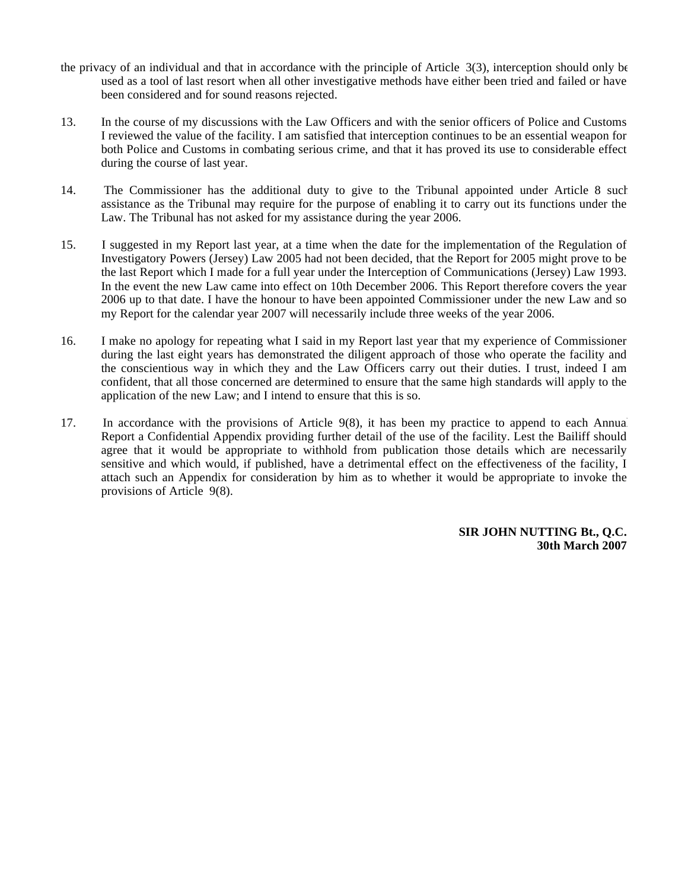the privacy of an individual and that in accordance with the principle of Article 3(3), interception should only be used as a tool of last resort when all other investigative methods have either been tried and failed or have been considered and for sound reasons rejected.

13. In the course of my discussions with the Law Officers and with the senior officers of Police and Customs I reviewed the value of the facility. I am satisfied that interception continues to be an essential weapon for both Police and Customs in combating serious crime, and that it has proved its use to considerable effect during the course of last year.

14. The Commissioner has the additional duty to give to the Tribunal appointed under Article 8 such assistance as the Tribunal may require for the purpose of enabling it to carry out its functions under the Law. The Tribunal has not asked for my assistance during the year 2006.

15. I suggested in my Report last year, at a time when the date for the implementation of the Regulation of Investigatory Powers (Jersey) Law 2005 had not been decided, that the Report for 2005 might prove to be the last Report which I made for a full year under the Interception of Communications (Jersey) Law 1993. In the event the new Law came into effect on 10th December 2006. This Report therefore covers the year 2006 up to that date. I have the honour to have been appointed Commissioner under the new Law and so my Report for the calendar year 2007 will necessarily include three weeks of the year 2006.

16. I make no apology for repeating what I said in my Report last year that my experience of Commissioner during the last eight years has demonstrated the diligent approach of those who operate the facility and the conscientious way in which they and the Law Officers carry out their duties. I trust, indeed I am confident, that all those concerned are determined to ensure that the same high standards will apply to the application of the new Law; and I intend to ensure that this is so.

17. In accordance with the provisions of Article 9(8), it has been my practice to append to each Annual Report a Confidential Appendix providing further detail of the use of the facility. Lest the Bailiff should agree that it would be appropriate to withhold from publication those details which are necessarily sensitive and which would, if published, have a detrimental effect on the effectiveness of the facility, I attach such an Appendix for consideration by him as to whether it would be appropriate to invoke the provisions of Article 9(8).

**SIR JOHN NUTTING Bt., Q.C.**
**30th March 2007**